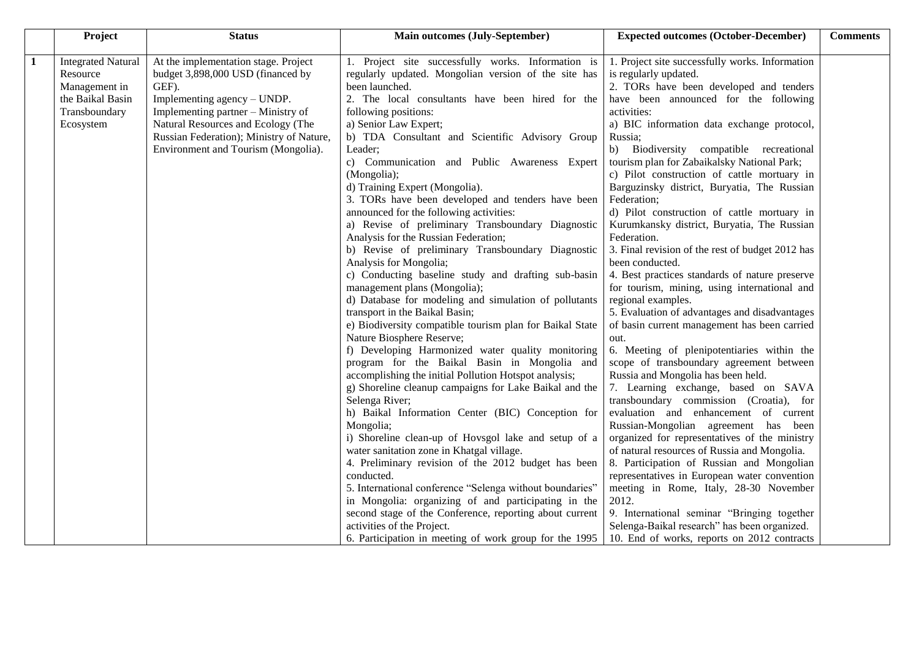|  | Project | Status | Main outcomes (July-September) | Expected outcomes (October-December) | Comments |
|---|---|---|---|---|---|
| 1 | Integrated Natural Resource Management in the Baikal Basin Transboundary Ecosystem | At the implementation stage. Project budget 3,898,000 USD (financed by GEF).<br>Implementing agency – UNDP.<br>Implementing partner – Ministry of Natural Resources and Ecology (The Russian Federation); Ministry of Nature, Environment and Tourism (Mongolia). | 1. Project site successfully works. Information is regularly updated. Mongolian version of the site has been launched.<br>2. The local consultants have been hired for the following positions:<br>a) Senior Law Expert;<br>b) TDA Consultant and Scientific Advisory Group Leader;<br>c) Communication and Public Awareness Expert (Mongolia);<br>d) Training Expert (Mongolia).<br>3. TORs have been developed and tenders have been announced for the following activities:<br>a) Revise of preliminary Transboundary Diagnostic Analysis for the Russian Federation;<br>b) Revise of preliminary Transboundary Diagnostic Analysis for Mongolia;<br>c) Conducting baseline study and drafting sub-basin management plans (Mongolia);<br>d) Database for modeling and simulation of pollutants transport in the Baikal Basin;<br>e) Biodiversity compatible tourism plan for Baikal State Nature Biosphere Reserve;<br>f) Developing Harmonized water quality monitoring program for the Baikal Basin in Mongolia and accomplishing the initial Pollution Hotspot analysis;<br>g) Shoreline cleanup campaigns for Lake Baikal and the Selenga River;<br>h) Baikal Information Center (BIC) Conception for Mongolia;<br>i) Shoreline clean-up of Hovsgol lake and setup of a water sanitation zone in Khatgal village.<br>4. Preliminary revision of the 2012 budget has been conducted.<br>5. International conference "Selenga without boundaries" in Mongolia: organizing of and participating in the second stage of the Conference, reporting about current activities of the Project.<br>6. Participation in meeting of work group for the 1995 | 1. Project site successfully works. Information is regularly updated.<br>2. TORs have been developed and tenders have been announced for the following activities:<br>a) BIC information data exchange protocol, Russia;<br>b) Biodiversity compatible recreational tourism plan for Zabaikalsky National Park;<br>c) Pilot construction of cattle mortuary in Barguzinsky district, Buryatia, The Russian Federation;<br>d) Pilot construction of cattle mortuary in Kurumkansky district, Buryatia, The Russian Federation.<br>3. Final revision of the rest of budget 2012 has been conducted.<br>4. Best practices standards of nature preserve for tourism, mining, using international and regional examples.<br>5. Evaluation of advantages and disadvantages of basin current management has been carried out.<br>6. Meeting of plenipotentiaries within the scope of transboundary agreement between Russia and Mongolia has been held.<br>7. Learning exchange, based on SAVA transboundary commission (Croatia), for evaluation and enhancement of current Russian-Mongolian agreement has been organized for representatives of the ministry of natural resources of Russia and Mongolia.<br>8. Participation of Russian and Mongolian representatives in European water convention meeting in Rome, Italy, 28-30 November 2012.<br>9. International seminar "Bringing together Selenga-Baikal research" has been organized.<br>10. End of works, reports on 2012 contracts |  |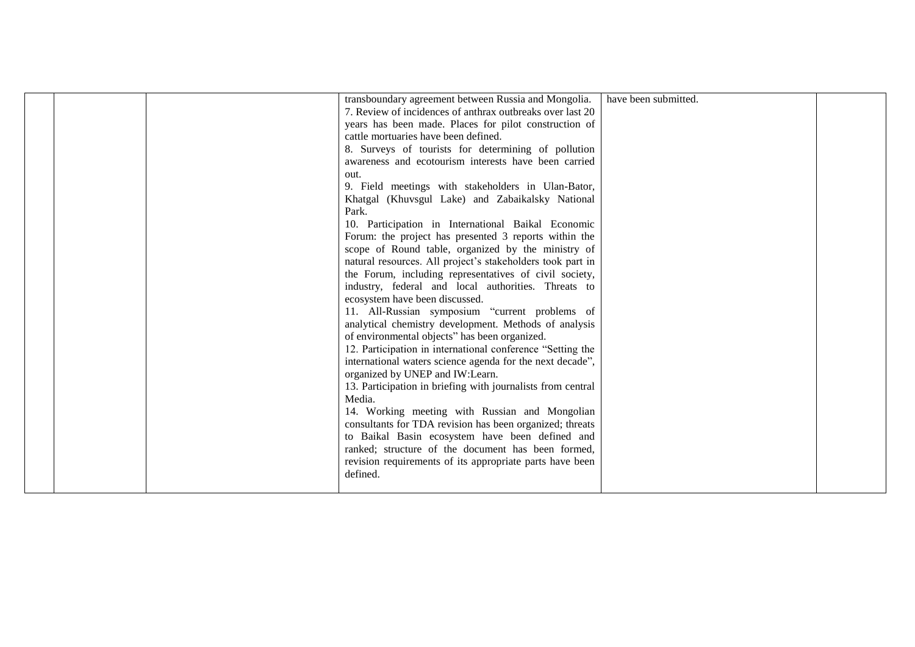| | | | | | |
|---|---|---|---|---|---|
| | | | transboundary agreement between Russia and Mongolia.<br>7. Review of incidences of anthrax outbreaks over last 20 years has been made. Places for pilot construction of cattle mortuaries have been defined.<br>8. Surveys of tourists for determining of pollution awareness and ecotourism interests have been carried out.<br>9. Field meetings with stakeholders in Ulan-Bator, Khatgal (Khuvsgul Lake) and Zabaikalsky National Park.<br>10. Participation in International Baikal Economic Forum: the project has presented 3 reports within the scope of Round table, organized by the ministry of natural resources. All project's stakeholders took part in the Forum, including representatives of civil society, industry, federal and local authorities. Threats to ecosystem have been discussed.<br>11. All-Russian symposium "current problems of analytical chemistry development. Methods of analysis of environmental objects" has been organized.<br>12. Participation in international conference "Setting the international waters science agenda for the next decade", organized by UNEP and IW:Learn.<br>13. Participation in briefing with journalists from central Media.<br>14. Working meeting with Russian and Mongolian consultants for TDA revision has been organized; threats to Baikal Basin ecosystem have been defined and ranked; structure of the document has been formed, revision requirements of its appropriate parts have been defined. | have been submitted. | |